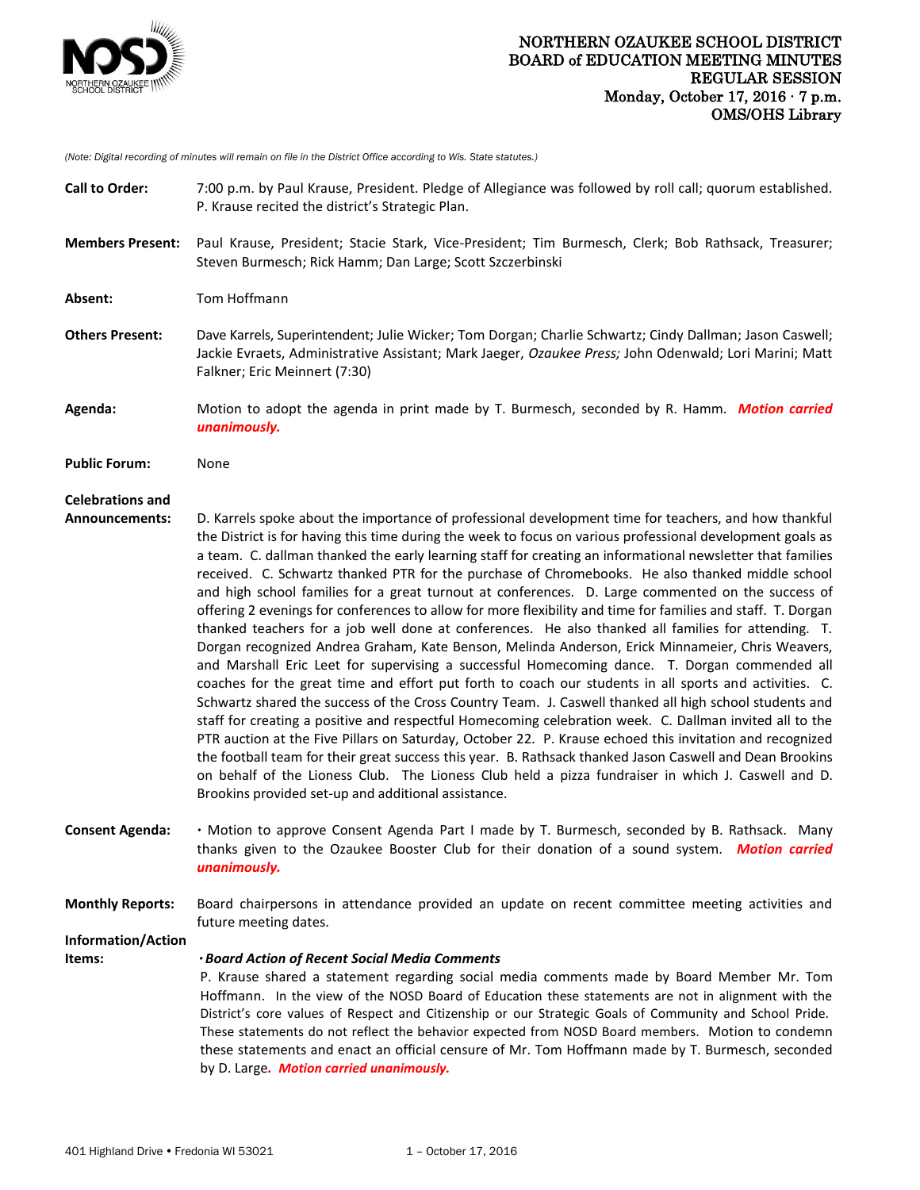# NORTHERN OZAUKEE SCHOOL DISTRICT
## BOARD of EDUCATION MEETING MINUTES
## REGULAR SESSION
**Monday, October 17, 2016 · 7 p.m.**
**OMS/OHS Library**

*(Note: Digital recording of minutes will remain on file in the District Office according to Wis. State statutes.)*

**Call to Order:** 7:00 p.m. by Paul Krause, President. Pledge of Allegiance was followed by roll call; quorum established. P. Krause recited the district's Strategic Plan.

**Members Present:** Paul Krause, President; Stacie Stark, Vice-President; Tim Burmesch, Clerk; Bob Rathsack, Treasurer; Steven Burmesch; Rick Hamm; Dan Large; Scott Szczerbinski

**Absent:** Tom Hoffmann

**Others Present:** Dave Karrels, Superintendent; Julie Wicker; Tom Dorgan; Charlie Schwartz; Cindy Dallman; Jason Caswell; Jackie Evraets, Administrative Assistant; Mark Jaeger, *Ozaukee Press;* John Odenwald; Lori Marini; Matt Falkner; Eric Meinnert (7:30)

**Agenda:** Motion to adopt the agenda in print made by T. Burmesch, seconded by R. Hamm. ***Motion carried unanimously.***

**Public Forum:** None

**Celebrations and Announcements:** D. Karrels spoke about the importance of professional development time for teachers, and how thankful the District is for having this time during the week to focus on various professional development goals as a team. C. dallman thanked the early learning staff for creating an informational newsletter that families received. C. Schwartz thanked PTR for the purchase of Chromebooks. He also thanked middle school and high school families for a great turnout at conferences. D. Large commented on the success of offering 2 evenings for conferences to allow for more flexibility and time for families and staff. T. Dorgan thanked teachers for a job well done at conferences. He also thanked all families for attending. T. Dorgan recognized Andrea Graham, Kate Benson, Melinda Anderson, Erick Minnameier, Chris Weavers, and Marshall Eric Leet for supervising a successful Homecoming dance. T. Dorgan commended all coaches for the great time and effort put forth to coach our students in all sports and activities. C. Schwartz shared the success of the Cross Country Team. J. Caswell thanked all high school students and staff for creating a positive and respectful Homecoming celebration week. C. Dallman invited all to the PTR auction at the Five Pillars on Saturday, October 22. P. Krause echoed this invitation and recognized the football team for their great success this year. B. Rathsack thanked Jason Caswell and Dean Brookins on behalf of the Lioness Club. The Lioness Club held a pizza fundraiser in which J. Caswell and D. Brookins provided set-up and additional assistance.

**Consent Agenda:** · Motion to approve Consent Agenda Part I made by T. Burmesch, seconded by B. Rathsack. Many thanks given to the Ozaukee Booster Club for their donation of a sound system. ***Motion carried unanimously.***

**Monthly Reports:** Board chairpersons in attendance provided an update on recent committee meeting activities and future meeting dates.

**Information/Action Items:**

***· Board Action of Recent Social Media Comments***

P. Krause shared a statement regarding social media comments made by Board Member Mr. Tom Hoffmann. In the view of the NOSD Board of Education these statements are not in alignment with the District's core values of Respect and Citizenship or our Strategic Goals of Community and School Pride. These statements do not reflect the behavior expected from NOSD Board members. Motion to condemn these statements and enact an official censure of Mr. Tom Hoffmann made by T. Burmesch, seconded by D. Large. ***Motion carried unanimously.***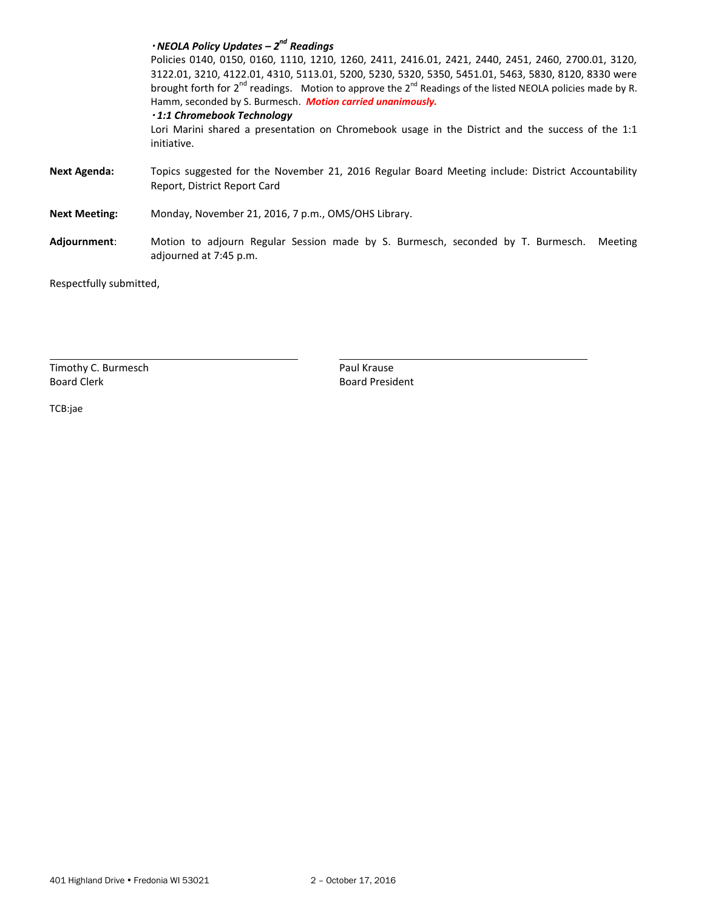**・NEOLA Policy Updates – 2nd Readings**

Policies 0140, 0150, 0160, 1110, 1210, 1260, 2411, 2416.01, 2421, 2440, 2451, 2460, 2700.01, 3120, 3122.01, 3210, 4122.01, 4310, 5113.01, 5200, 5230, 5320, 5350, 5451.01, 5463, 5830, 8120, 8330 were brought forth for 2nd readings. Motion to approve the 2nd Readings of the listed NEOLA policies made by R. Hamm, seconded by S. Burmesch. ***Motion carried unanimously.***

**・1:1 Chromebook Technology**

Lori Marini shared a presentation on Chromebook usage in the District and the success of the 1:1 initiative.

**Next Agenda:** Topics suggested for the November 21, 2016 Regular Board Meeting include: District Accountability Report, District Report Card

**Next Meeting:** Monday, November 21, 2016, 7 p.m., OMS/OHS Library.

**Adjournment**: Motion to adjourn Regular Session made by S. Burmesch, seconded by T. Burmesch. Meeting adjourned at 7:45 p.m.

Respectfully submitted,

Timothy C. Burmesch
Board Clerk

Paul Krause
Board President

TCB:jae